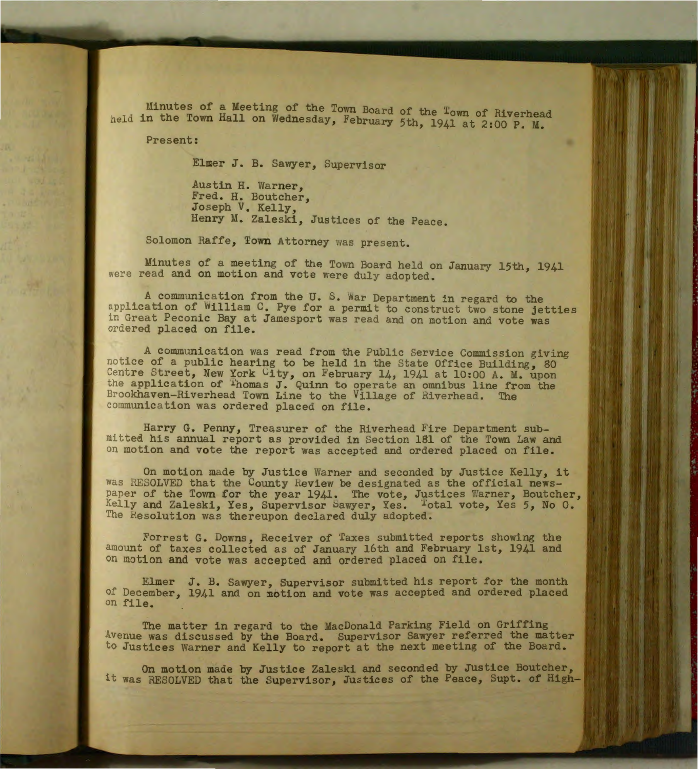Minutes of a Meeting of the Town Board of the Town of Riverhead held in the Town Hall on Wednesday, February 5th, 1941 at 2:00 P. M.

Present:

Elmer J. B. Sawyer, Supervisor

Austin H. Warner,
Fred. H. Boutcher,
Joseph V. Kelly,
Henry M. Zaleski, Justices of the Peace.

Solomon Raffe, Town Attorney was present.

Minutes of a meeting of the Town Board held on January 15th, 1941 were read and on motion and vote were duly adopted.

A communication from the U. S. War Department in regard to the application of William C. Pye for a permit to construct two stone jetties in Great Peconic Bay at Jamesport was read and on motion and vote was ordered placed on file.

A communication was read from the Public Service Commission giving notice of a public hearing to be held in the State Office Building, 80 Centre Street, New York City, on February 14, 1941 at 10:00 A. M. upon the application of Thomas J. Quinn to operate an omnibus line from the Brookhaven-Riverhead Town Line to the Village of Riverhead. The communication was ordered placed on file.

Harry G. Penny, Treasurer of the Riverhead Fire Department submitted his annual report as provided in Section 181 of the Town Law and on motion and vote the report was accepted and ordered placed on file.

On motion made by Justice Warner and seconded by Justice Kelly, it was RESOLVED that the County Review be designated as the official newspaper of the Town for the year 1941. The vote, Justices Warner, Boutcher, Kelly and Zaleski, Yes, Supervisor Sawyer, Yes. Total vote, Yes 5, No 0. The Resolution was thereupon declared duly adopted.

Forrest G. Downs, Receiver of Taxes submitted reports showing the amount of taxes collected as of January 16th and February 1st, 1941 and on motion and vote was accepted and ordered placed on file.

Elmer J. B. Sawyer, Supervisor submitted his report for the month of December, 1941 and on motion and vote was accepted and ordered placed on file.

The matter in regard to the MacDonald Parking Field on Griffing Avenue was discussed by the Board. Supervisor Sawyer referred the matter to Justices Warner and Kelly to report at the next meeting of the Board.

On motion made by Justice Zaleski and seconded by Justice Boutcher, it was RESOLVED that the Supervisor, Justices of the Peace, Supt. of High-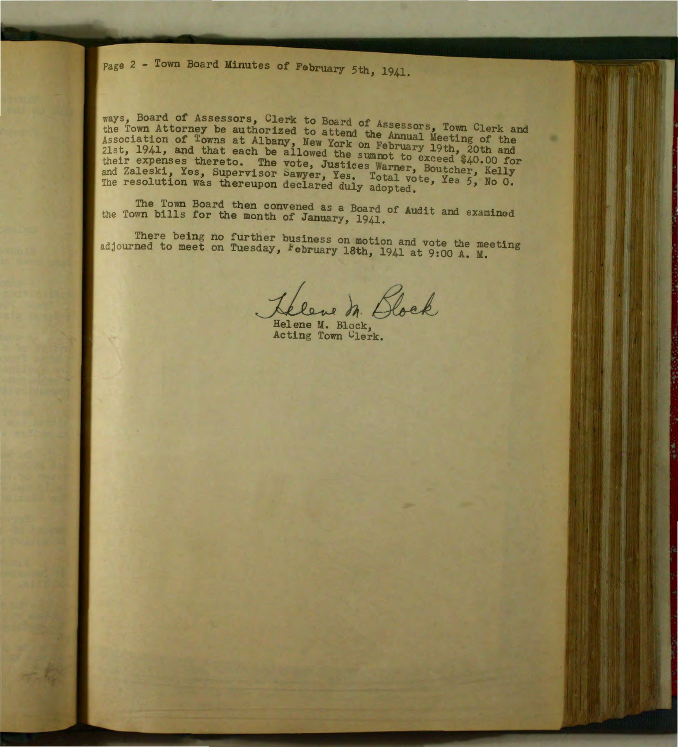ways, Board of Assessors, Clerk to Board of Assessors, Town Clerk and the Town Attorney be authorized to attend the Annual Meeting of the Association of Towns at Albany, New York on February 19th, 20th and 21st, 1941, and that each be allowed the sumnot to exceed $40.00 for their expenses thereto. The vote, Justices Warner, Boutcher, Kelly and Zaleski, Yes, Supervisor Sawyer, Yes. Total vote, Yes 5, No 0. The resolution was thereupon declared duly adopted.

The Town Board then convened as a Board of Audit and examined the Town bills for the month of January, 1941.

There being no further business on motion and vote the meeting adjourned to meet on Tuesday, February 18th, 1941 at 9:00 A. M.

Helene M. Block

Helene M. Block,
Acting Town Clerk.